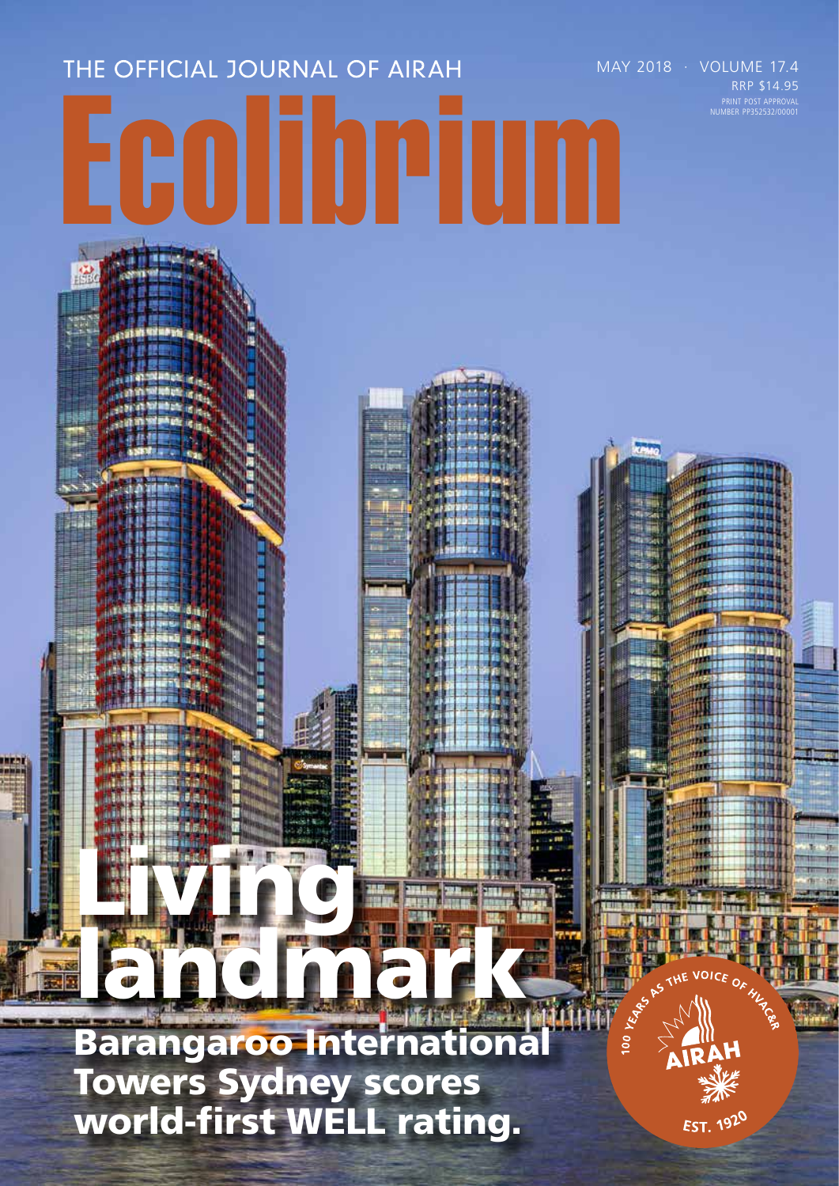THE OFFICIAL JOURNAL OF AIRAH

MAY 2018 · VOLUME 17.4

RRP $14.95

PRINT POST APPROVAL NUMBER PP352532/00001

# Ecolibrium

# Living landmark

## Barangaroo International Towers Sydney scores world-first WELL rating.

100 YEARS AS THE VOICE OF HVAC&R

AIRAH

EST. 1920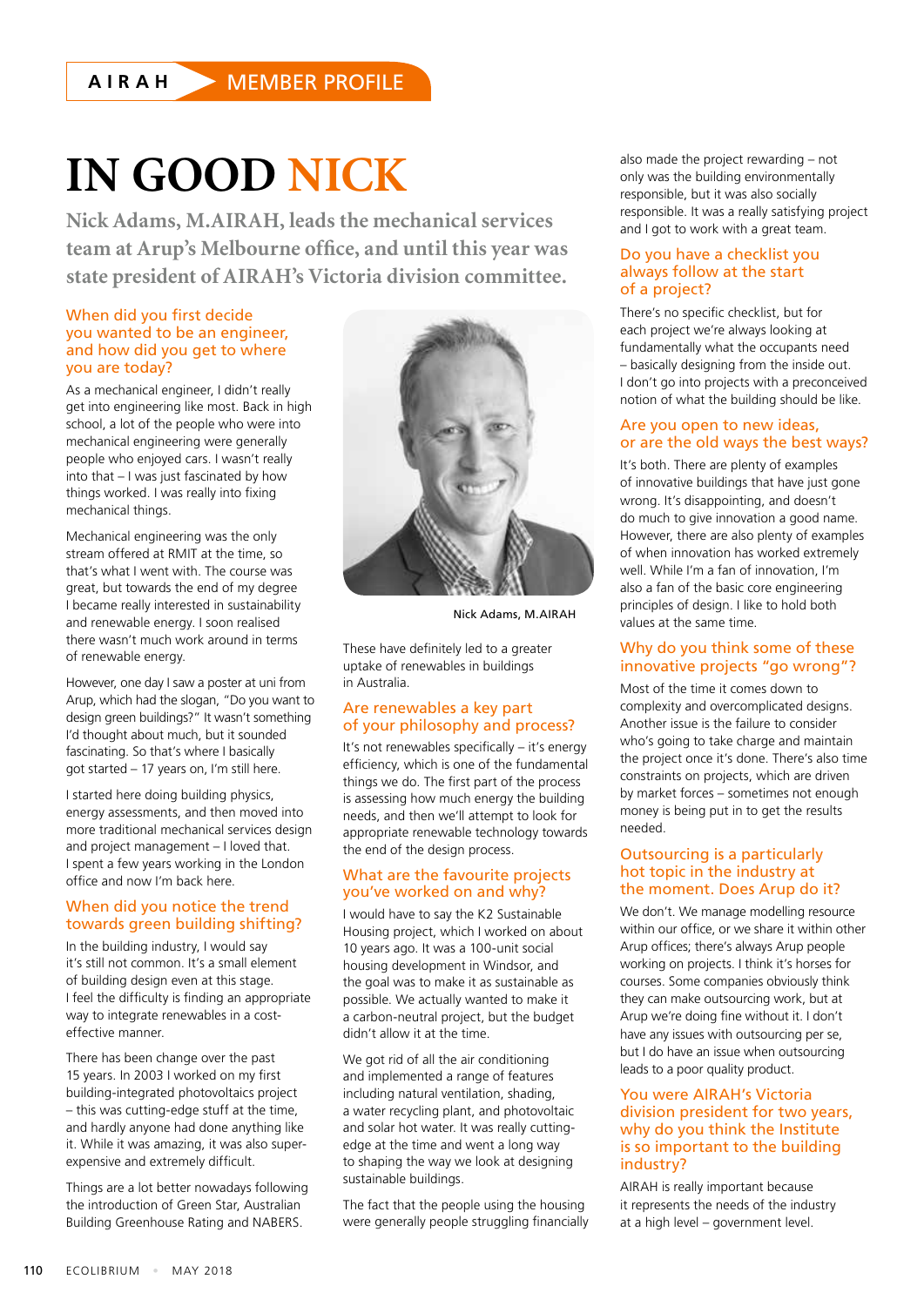AIRAH MEMBER PROFILE

# IN GOOD NICK

**Nick Adams, M.AIRAH, leads the mechanical services team at Arup's Melbourne office, and until this year was state president of AIRAH's Victoria division committee.**

## When did you first decide you wanted to be an engineer, and how did you get to where you are today?

As a mechanical engineer, I didn't really get into engineering like most. Back in high school, a lot of the people who were into mechanical engineering were generally people who enjoyed cars. I wasn't really into that – I was just fascinated by how things worked. I was really into fixing mechanical things.

Mechanical engineering was the only stream offered at RMIT at the time, so that's what I went with. The course was great, but towards the end of my degree I became really interested in sustainability and renewable energy. I soon realised there wasn't much work around in terms of renewable energy.

However, one day I saw a poster at uni from Arup, which had the slogan, "Do you want to design green buildings?" It wasn't something I'd thought about much, but it sounded fascinating. So that's where I basically got started – 17 years on, I'm still here.

I started here doing building physics, energy assessments, and then moved into more traditional mechanical services design and project management – I loved that. I spent a few years working in the London office and now I'm back here.

## When did you notice the trend towards green building shifting?

In the building industry, I would say it's still not common. It's a small element of building design even at this stage. I feel the difficulty is finding an appropriate way to integrate renewables in a cost-effective manner.

There has been change over the past 15 years. In 2003 I worked on my first building-integrated photovoltaics project – this was cutting-edge stuff at the time, and hardly anyone had done anything like it. While it was amazing, it was also super-expensive and extremely difficult.

Things are a lot better nowadays following the introduction of Green Star, Australian Building Greenhouse Rating and NABERS.

Nick Adams, M.AIRAH

These have definitely led to a greater uptake of renewables in buildings in Australia.

## Are renewables a key part of your philosophy and process?

It's not renewables specifically – it's energy efficiency, which is one of the fundamental things we do. The first part of the process is assessing how much energy the building needs, and then we'll attempt to look for appropriate renewable technology towards the end of the design process.

## What are the favourite projects you've worked on and why?

I would have to say the K2 Sustainable Housing project, which I worked on about 10 years ago. It was a 100-unit social housing development in Windsor, and the goal was to make it as sustainable as possible. We actually wanted to make it a carbon-neutral project, but the budget didn't allow it at the time.

We got rid of all the air conditioning and implemented a range of features including natural ventilation, shading, a water recycling plant, and photovoltaic and solar hot water. It was really cutting-edge at the time and went a long way to shaping the way we look at designing sustainable buildings.

The fact that the people using the housing were generally people struggling financially also made the project rewarding – not only was the building environmentally responsible, but it was also socially responsible. It was a really satisfying project and I got to work with a great team.

## Do you have a checklist you always follow at the start of a project?

There's no specific checklist, but for each project we're always looking at fundamentally what the occupants need – basically designing from the inside out. I don't go into projects with a preconceived notion of what the building should be like.

## Are you open to new ideas, or are the old ways the best ways?

It's both. There are plenty of examples of innovative buildings that have just gone wrong. It's disappointing, and doesn't do much to give innovation a good name. However, there are also plenty of examples of when innovation has worked extremely well. While I'm a fan of innovation, I'm also a fan of the basic core engineering principles of design. I like to hold both values at the same time.

## Why do you think some of these innovative projects "go wrong"?

Most of the time it comes down to complexity and overcomplicated designs. Another issue is the failure to consider who's going to take charge and maintain the project once it's done. There's also time constraints on projects, which are driven by market forces – sometimes not enough money is being put in to get the results needed.

## Outsourcing is a particularly hot topic in the industry at the moment. Does Arup do it?

We don't. We manage modelling resource within our office, or we share it within other Arup offices; there's always Arup people working on projects. I think it's horses for courses. Some companies obviously think they can make outsourcing work, but at Arup we're doing fine without it. I don't have any issues with outsourcing per se, but I do have an issue when outsourcing leads to a poor quality product.

## You were AIRAH's Victoria division president for two years, why do you think the Institute is so important to the building industry?

AIRAH is really important because it represents the needs of the industry at a high level – government level.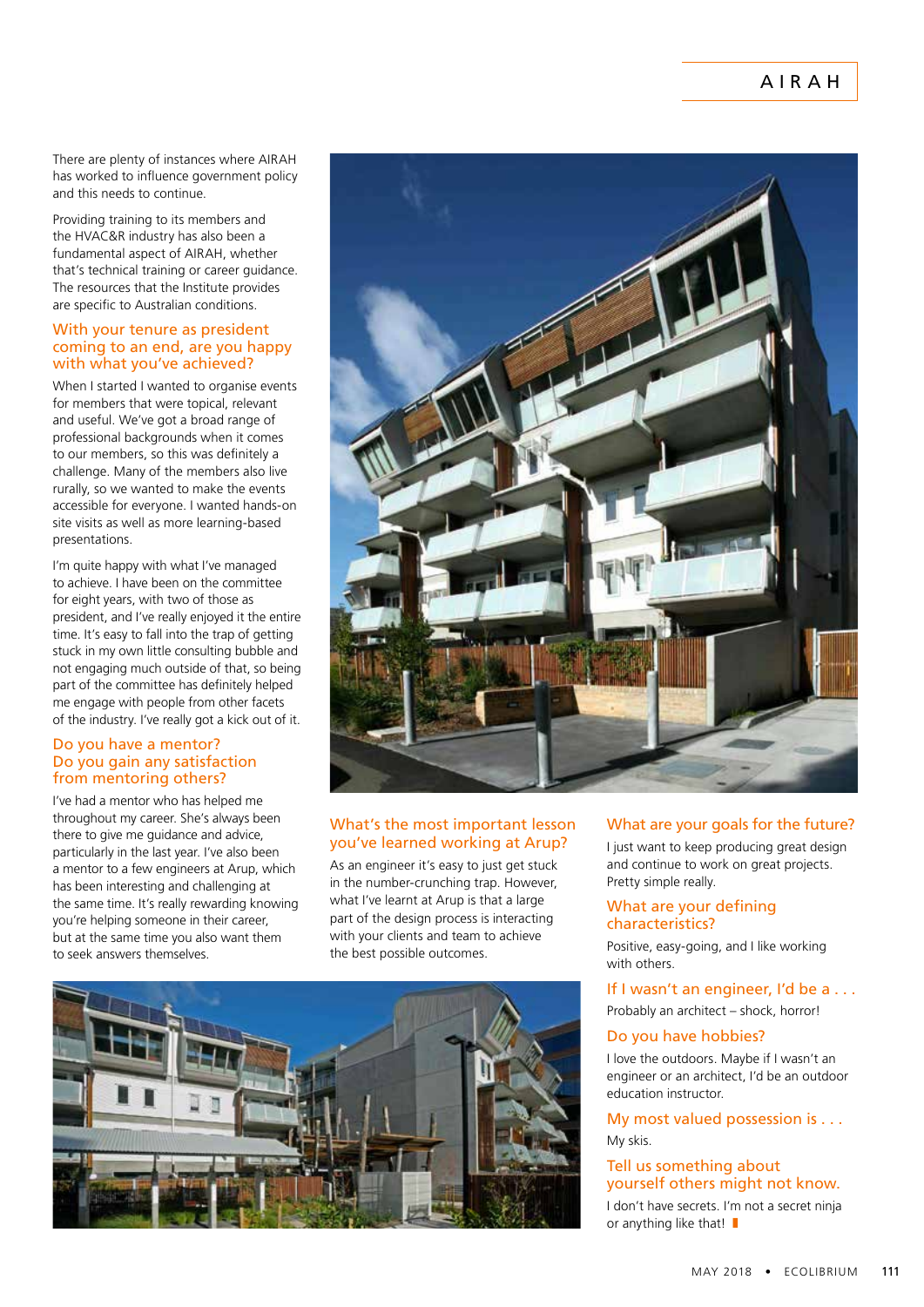There are plenty of instances where AIRAH has worked to influence government policy and this needs to continue.

Providing training to its members and the HVAC&R industry has also been a fundamental aspect of AIRAH, whether that's technical training or career guidance. The resources that the Institute provides are specific to Australian conditions.

## With your tenure as president coming to an end, are you happy with what you've achieved?

When I started I wanted to organise events for members that were topical, relevant and useful. We've got a broad range of professional backgrounds when it comes to our members, so this was definitely a challenge. Many of the members also live rurally, so we wanted to make the events accessible for everyone. I wanted hands-on site visits as well as more learning-based presentations.

I'm quite happy with what I've managed to achieve. I have been on the committee for eight years, with two of those as president, and I've really enjoyed it the entire time. It's easy to fall into the trap of getting stuck in my own little consulting bubble and not engaging much outside of that, so being part of the committee has definitely helped me engage with people from other facets of the industry. I've really got a kick out of it.

## Do you have a mentor? Do you gain any satisfaction from mentoring others?

I've had a mentor who has helped me throughout my career. She's always been there to give me guidance and advice, particularly in the last year. I've also been a mentor to a few engineers at Arup, which has been interesting and challenging at the same time. It's really rewarding knowing you're helping someone in their career, but at the same time you also want them to seek answers themselves.

## What's the most important lesson you've learned working at Arup?

As an engineer it's easy to just get stuck in the number-crunching trap. However, what I've learnt at Arup is that a large part of the design process is interacting with your clients and team to achieve the best possible outcomes.

## What are your goals for the future?

I just want to keep producing great design and continue to work on great projects. Pretty simple really.

## What are your defining characteristics?

Positive, easy-going, and I like working with others.

## If I wasn't an engineer, I'd be a . . .

Probably an architect – shock, horror!

## Do you have hobbies?

I love the outdoors. Maybe if I wasn't an engineer or an architect, I'd be an outdoor education instructor.

## My most valued possession is . . .

My skis.

## Tell us something about yourself others might not know.

I don't have secrets. I'm not a secret ninja or anything like that!